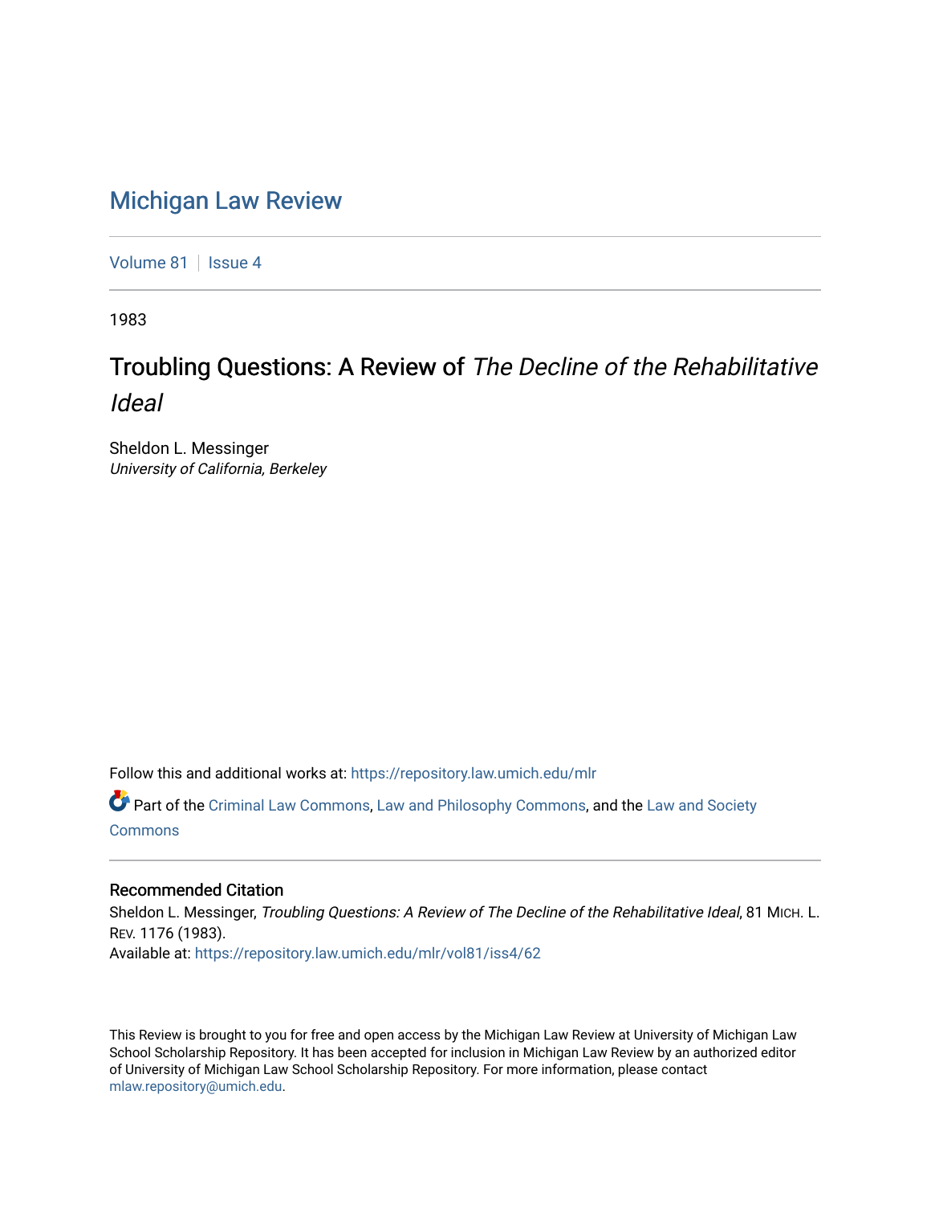# Michigan Law Review

Volume 81 | Issue 4

1983

## Troubling Questions: A Review of *The Decline of the Rehabilitative Ideal*

Sheldon L. Messinger
*University of California, Berkeley*

Follow this and additional works at: https://repository.law.umich.edu/mlr

Part of the Criminal Law Commons, Law and Philosophy Commons, and the Law and Society Commons

### Recommended Citation

Sheldon L. Messinger, *Troubling Questions: A Review of The Decline of the Rehabilitative Ideal*, 81 MICH. L. REV. 1176 (1983).
Available at: https://repository.law.umich.edu/mlr/vol81/iss4/62

This Review is brought to you for free and open access by the Michigan Law Review at University of Michigan Law School Scholarship Repository. It has been accepted for inclusion in Michigan Law Review by an authorized editor of University of Michigan Law School Scholarship Repository. For more information, please contact mlaw.repository@umich.edu.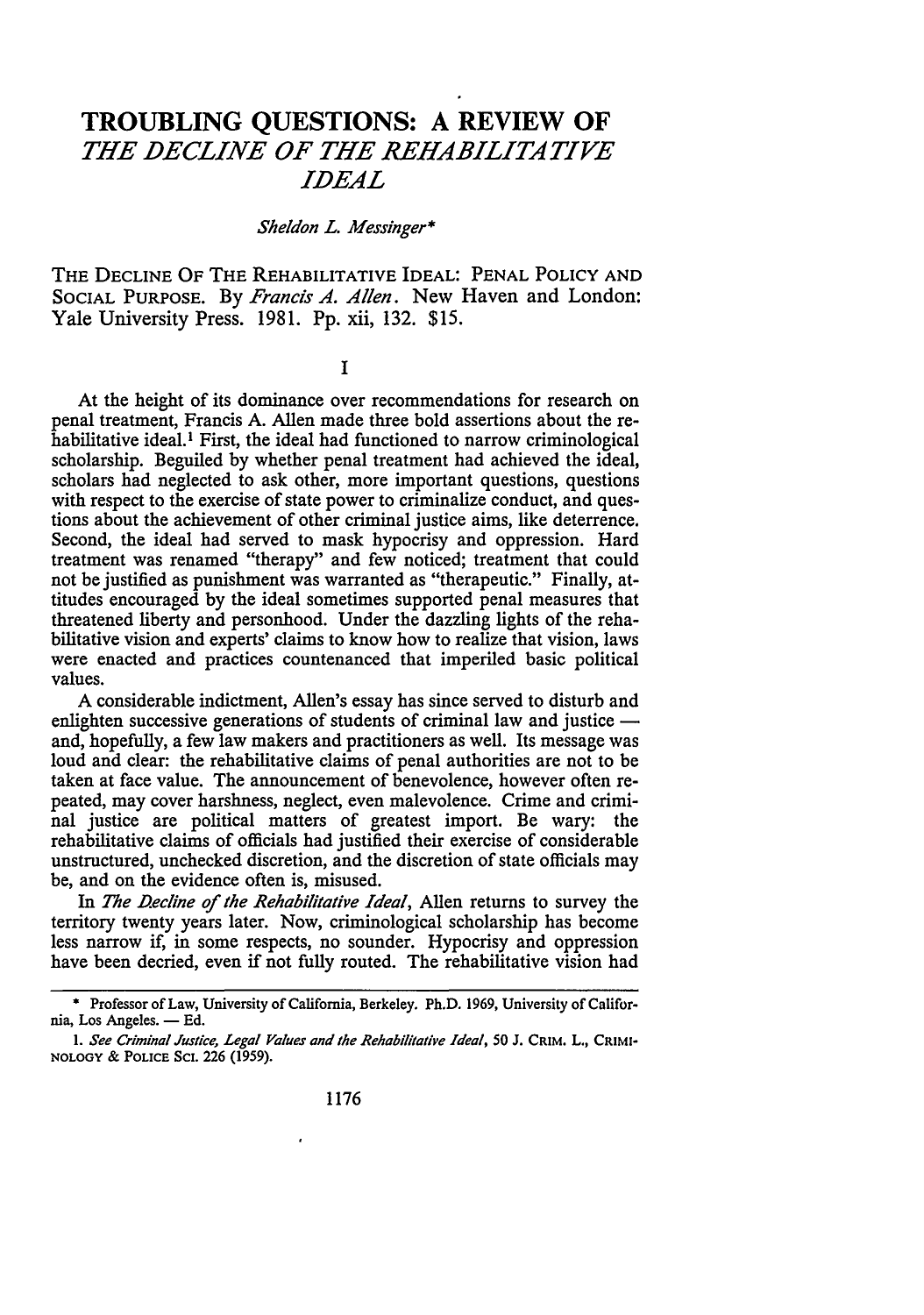# TROUBLING QUESTIONS: A REVIEW OF *THE DECLINE OF THE REHABILITATIVE IDEAL*

*Sheldon L. Messinger**

THE DECLINE OF THE REHABILITATIVE IDEAL: PENAL POLICY AND SOCIAL PURPOSE. By *Francis A. Allen*. New Haven and London: Yale University Press. 1981. Pp. xii, 132. $15.

## I

At the height of its dominance over recommendations for research on penal treatment, Francis A. Allen made three bold assertions about the rehabilitative ideal.[1] First, the ideal had functioned to narrow criminological scholarship. Beguiled by whether penal treatment had achieved the ideal, scholars had neglected to ask other, more important questions, questions with respect to the exercise of state power to criminalize conduct, and questions about the achievement of other criminal justice aims, like deterrence. Second, the ideal had served to mask hypocrisy and oppression. Hard treatment was renamed "therapy" and few noticed; treatment that could not be justified as punishment was warranted as "therapeutic." Finally, attitudes encouraged by the ideal sometimes supported penal measures that threatened liberty and personhood. Under the dazzling lights of the rehabilitative vision and experts' claims to know how to realize that vision, laws were enacted and practices countenanced that imperiled basic political values.

A considerable indictment, Allen's essay has since served to disturb and enlighten successive generations of students of criminal law and justice — and, hopefully, a few law makers and practitioners as well. Its message was loud and clear: the rehabilitative claims of penal authorities are not to be taken at face value. The announcement of benevolence, however often repeated, may cover harshness, neglect, even malevolence. Crime and criminal justice are political matters of greatest import. Be wary: the rehabilitative claims of officials had justified their exercise of considerable unstructured, unchecked discretion, and the discretion of state officials may be, and on the evidence often is, misused.

In *The Decline of the Rehabilitative Ideal*, Allen returns to survey the territory twenty years later. Now, criminological scholarship has become less narrow if, in some respects, no sounder. Hypocrisy and oppression have been decried, even if not fully routed. The rehabilitative vision had

---

\* Professor of Law, University of California, Berkeley. Ph.D. 1969, University of California, Los Angeles. — Ed.

1. *See Criminal Justice, Legal Values and the Rehabilitative Ideal*, 50 J. CRIM. L., CRIMINOLOGY & POLICE SCI. 226 (1959).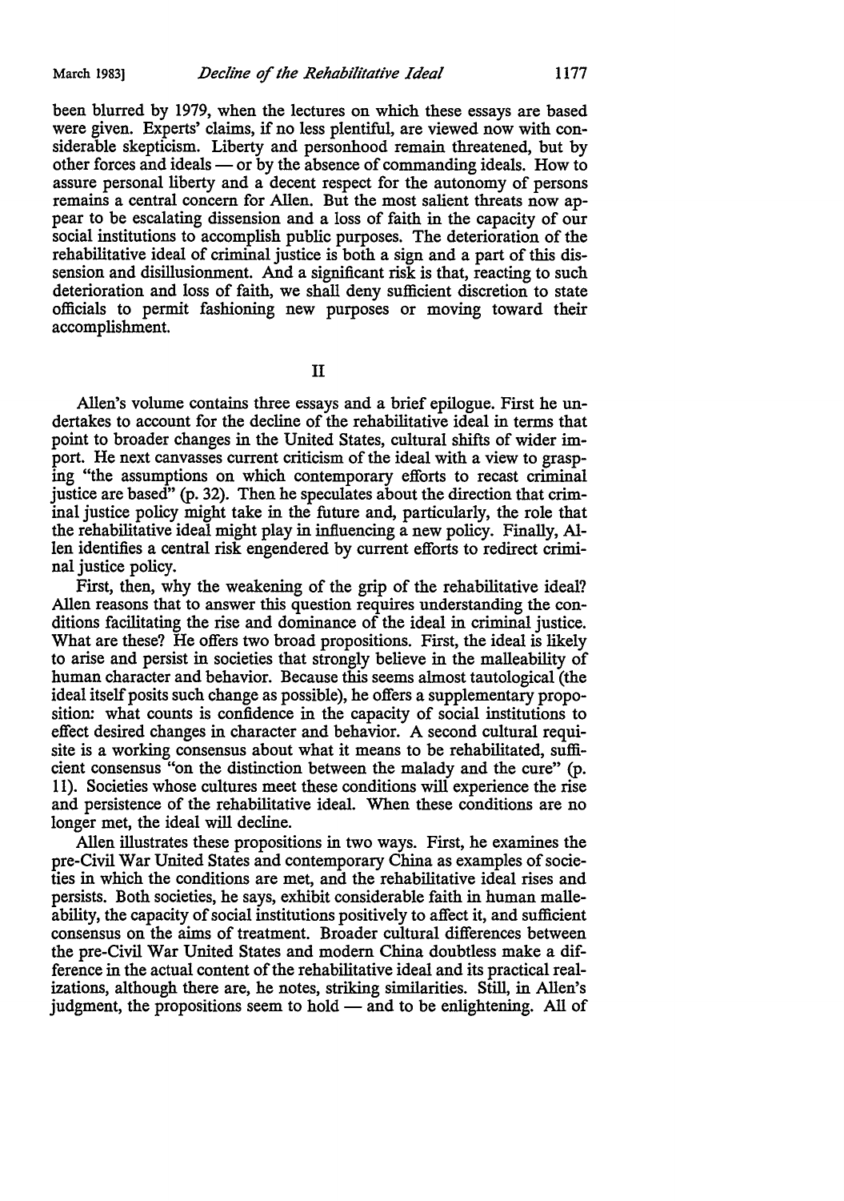been blurred by 1979, when the lectures on which these essays are based were given. Experts' claims, if no less plentiful, are viewed now with considerable skepticism. Liberty and personhood remain threatened, but by other forces and ideals — or by the absence of commanding ideals. How to assure personal liberty and a decent respect for the autonomy of persons remains a central concern for Allen. But the most salient threats now appear to be escalating dissension and a loss of faith in the capacity of our social institutions to accomplish public purposes. The deterioration of the rehabilitative ideal of criminal justice is both a sign and a part of this dissension and disillusionment. And a significant risk is that, reacting to such deterioration and loss of faith, we shall deny sufficient discretion to state officials to permit fashioning new purposes or moving toward their accomplishment.

## II

Allen's volume contains three essays and a brief epilogue. First he undertakes to account for the decline of the rehabilitative ideal in terms that point to broader changes in the United States, cultural shifts of wider import. He next canvasses current criticism of the ideal with a view to grasping "the assumptions on which contemporary efforts to recast criminal justice are based" (p. 32). Then he speculates about the direction that criminal justice policy might take in the future and, particularly, the role that the rehabilitative ideal might play in influencing a new policy. Finally, Allen identifies a central risk engendered by current efforts to redirect criminal justice policy.

First, then, why the weakening of the grip of the rehabilitative ideal? Allen reasons that to answer this question requires understanding the conditions facilitating the rise and dominance of the ideal in criminal justice. What are these? He offers two broad propositions. First, the ideal is likely to arise and persist in societies that strongly believe in the malleability of human character and behavior. Because this seems almost tautological (the ideal itself posits such change as possible), he offers a supplementary proposition: what counts is confidence in the capacity of social institutions to effect desired changes in character and behavior. A second cultural requisite is a working consensus about what it means to be rehabilitated, sufficient consensus "on the distinction between the malady and the cure" (p. 11). Societies whose cultures meet these conditions will experience the rise and persistence of the rehabilitative ideal. When these conditions are no longer met, the ideal will decline.

Allen illustrates these propositions in two ways. First, he examines the pre-Civil War United States and contemporary China as examples of societies in which the conditions are met, and the rehabilitative ideal rises and persists. Both societies, he says, exhibit considerable faith in human malleability, the capacity of social institutions positively to affect it, and sufficient consensus on the aims of treatment. Broader cultural differences between the pre-Civil War United States and modern China doubtless make a difference in the actual content of the rehabilitative ideal and its practical realizations, although there are, he notes, striking similarities. Still, in Allen's judgment, the propositions seem to hold — and to be enlightening. All of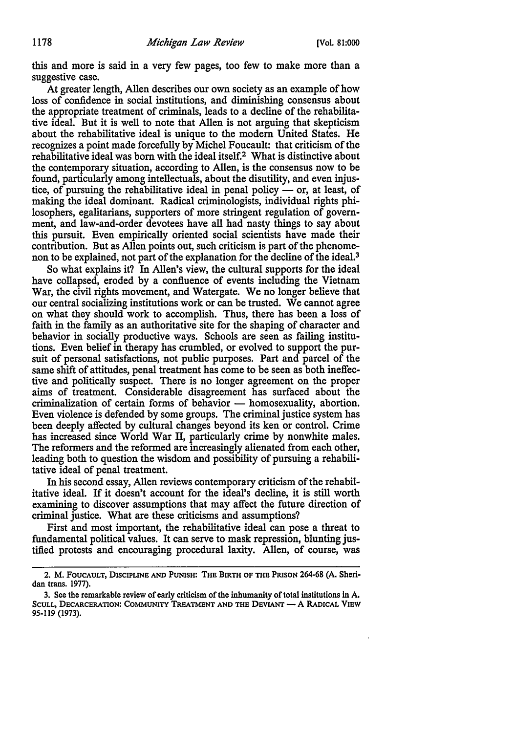this and more is said in a very few pages, too few to make more than a suggestive case.

At greater length, Allen describes our own society as an example of how loss of confidence in social institutions, and diminishing consensus about the appropriate treatment of criminals, leads to a decline of the rehabilitative ideal. But it is well to note that Allen is not arguing that skepticism about the rehabilitative ideal is unique to the modern United States. He recognizes a point made forcefully by Michel Foucault: that criticism of the rehabilitative ideal was born with the ideal itself.[2] What is distinctive about the contemporary situation, according to Allen, is the consensus now to be found, particularly among intellectuals, about the disutility, and even injustice, of pursuing the rehabilitative ideal in penal policy — or, at least, of making the ideal dominant. Radical criminologists, individual rights philosophers, egalitarians, supporters of more stringent regulation of government, and law-and-order devotees have all had nasty things to say about this pursuit. Even empirically oriented social scientists have made their contribution. But as Allen points out, such criticism is part of the phenomenon to be explained, not part of the explanation for the decline of the ideal.[3]

So what explains it? In Allen's view, the cultural supports for the ideal have collapsed, eroded by a confluence of events including the Vietnam War, the civil rights movement, and Watergate. We no longer believe that our central socializing institutions work or can be trusted. We cannot agree on what they should work to accomplish. Thus, there has been a loss of faith in the family as an authoritative site for the shaping of character and behavior in socially productive ways. Schools are seen as failing institutions. Even belief in therapy has crumbled, or evolved to support the pursuit of personal satisfactions, not public purposes. Part and parcel of the same shift of attitudes, penal treatment has come to be seen as both ineffective and politically suspect. There is no longer agreement on the proper aims of treatment. Considerable disagreement has surfaced about the criminalization of certain forms of behavior — homosexuality, abortion. Even violence is defended by some groups. The criminal justice system has been deeply affected by cultural changes beyond its ken or control. Crime has increased since World War II, particularly crime by nonwhite males. The reformers and the reformed are increasingly alienated from each other, leading both to question the wisdom and possibility of pursuing a rehabilitative ideal of penal treatment.

In his second essay, Allen reviews contemporary criticism of the rehabilitative ideal. If it doesn't account for the ideal's decline, it is still worth examining to discover assumptions that may affect the future direction of criminal justice. What are these criticisms and assumptions?

First and most important, the rehabilitative ideal can pose a threat to fundamental political values. It can serve to mask repression, blunting justified protests and encouraging procedural laxity. Allen, of course, was

---

2. M. Foucault, Discipline and Punish: The Birth of the Prison 264-68 (A. Sheridan trans. 1977).

3. See the remarkable review of early criticism of the inhumanity of total institutions in A. Scull, Decarceration: Community Treatment and the Deviant — A Radical View 95-119 (1973).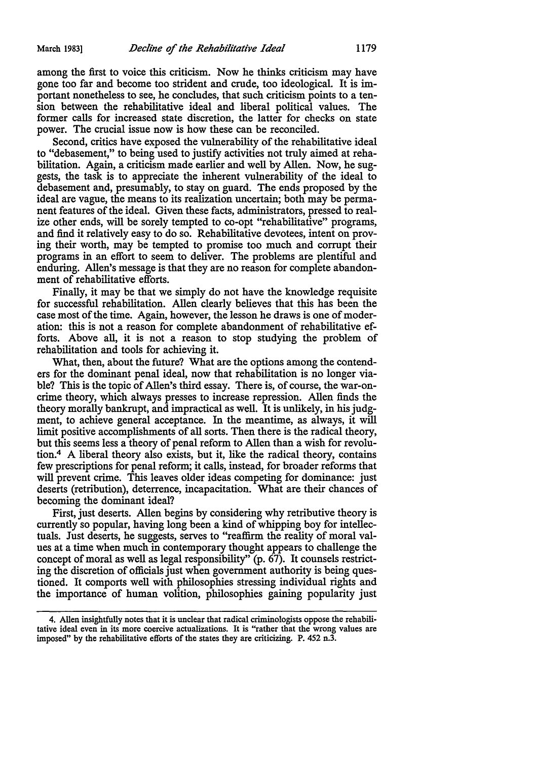among the first to voice this criticism. Now he thinks criticism may have gone too far and become too strident and crude, too ideological. It is important nonetheless to see, he concludes, that such criticism points to a tension between the rehabilitative ideal and liberal political values. The former calls for increased state discretion, the latter for checks on state power. The crucial issue now is how these can be reconciled.

Second, critics have exposed the vulnerability of the rehabilitative ideal to "debasement," to being used to justify activities not truly aimed at rehabilitation. Again, a criticism made earlier and well by Allen. Now, he suggests, the task is to appreciate the inherent vulnerability of the ideal to debasement and, presumably, to stay on guard. The ends proposed by the ideal are vague, the means to its realization uncertain; both may be permanent features of the ideal. Given these facts, administrators, pressed to realize other ends, will be sorely tempted to co-opt "rehabilitative" programs, and find it relatively easy to do so. Rehabilitative devotees, intent on proving their worth, may be tempted to promise too much and corrupt their programs in an effort to seem to deliver. The problems are plentiful and enduring. Allen's message is that they are no reason for complete abandonment of rehabilitative efforts.

Finally, it may be that we simply do not have the knowledge requisite for successful rehabilitation. Allen clearly believes that this has been the case most of the time. Again, however, the lesson he draws is one of moderation: this is not a reason for complete abandonment of rehabilitative efforts. Above all, it is not a reason to stop studying the problem of rehabilitation and tools for achieving it.

What, then, about the future? What are the options among the contenders for the dominant penal ideal, now that rehabilitation is no longer viable? This is the topic of Allen's third essay. There is, of course, the war-on-crime theory, which always presses to increase repression. Allen finds the theory morally bankrupt, and impractical as well. It is unlikely, in his judgment, to achieve general acceptance. In the meantime, as always, it will limit positive accomplishments of all sorts. Then there is the radical theory, but this seems less a theory of penal reform to Allen than a wish for revolution.[4] A liberal theory also exists, but it, like the radical theory, contains few prescriptions for penal reform; it calls, instead, for broader reforms that will prevent crime. This leaves older ideas competing for dominance: just deserts (retribution), deterrence, incapacitation. What are their chances of becoming the dominant ideal?

First, just deserts. Allen begins by considering why retributive theory is currently so popular, having long been a kind of whipping boy for intellectuals. Just deserts, he suggests, serves to "reaffirm the reality of moral values at a time when much in contemporary thought appears to challenge the concept of moral as well as legal responsibility" (p. 67). It counsels restricting the discretion of officials just when government authority is being questioned. It comports well with philosophies stressing individual rights and the importance of human volition, philosophies gaining popularity just

4. Allen insightfully notes that it is unclear that radical criminologists oppose the rehabilitative ideal even in its more coercive actualizations. It is "rather that the wrong values are imposed" by the rehabilitative efforts of the states they are criticizing. P. 452 n.3.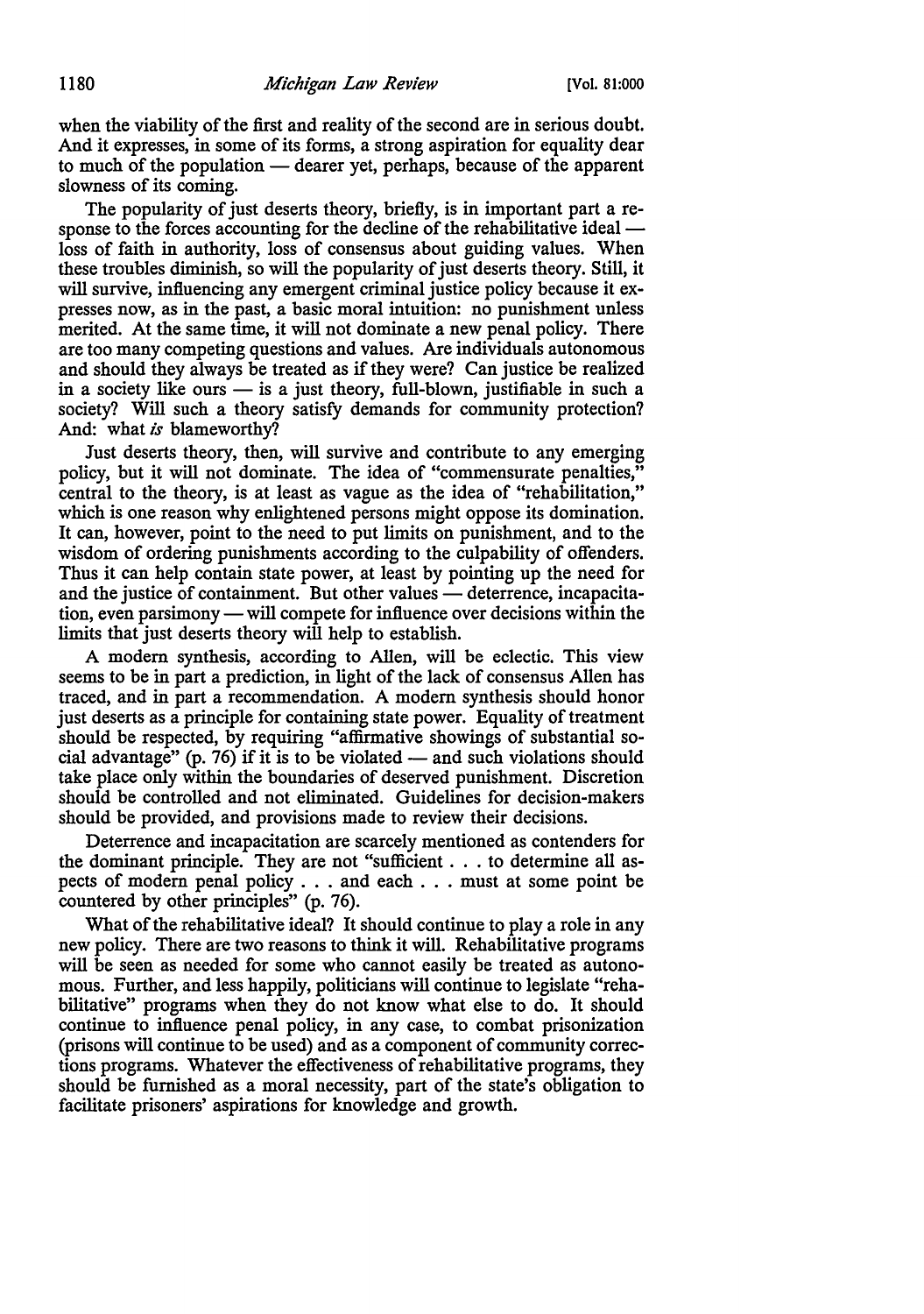when the viability of the first and reality of the second are in serious doubt. And it expresses, in some of its forms, a strong aspiration for equality dear to much of the population — dearer yet, perhaps, because of the apparent slowness of its coming.

The popularity of just deserts theory, briefly, is in important part a response to the forces accounting for the decline of the rehabilitative ideal — loss of faith in authority, loss of consensus about guiding values. When these troubles diminish, so will the popularity of just deserts theory. Still, it will survive, influencing any emergent criminal justice policy because it expresses now, as in the past, a basic moral intuition: no punishment unless merited. At the same time, it will not dominate a new penal policy. There are too many competing questions and values. Are individuals autonomous and should they always be treated as if they were? Can justice be realized in a society like ours — is a just theory, full-blown, justifiable in such a society? Will such a theory satisfy demands for community protection? And: what *is* blameworthy?

Just deserts theory, then, will survive and contribute to any emerging policy, but it will not dominate. The idea of "commensurate penalties," central to the theory, is at least as vague as the idea of "rehabilitation," which is one reason why enlightened persons might oppose its domination. It can, however, point to the need to put limits on punishment, and to the wisdom of ordering punishments according to the culpability of offenders. Thus it can help contain state power, at least by pointing up the need for and the justice of containment. But other values — deterrence, incapacitation, even parsimony — will compete for influence over decisions within the limits that just deserts theory will help to establish.

A modern synthesis, according to Allen, will be eclectic. This view seems to be in part a prediction, in light of the lack of consensus Allen has traced, and in part a recommendation. A modern synthesis should honor just deserts as a principle for containing state power. Equality of treatment should be respected, by requiring "affirmative showings of substantial social advantage" (p. 76) if it is to be violated — and such violations should take place only within the boundaries of deserved punishment. Discretion should be controlled and not eliminated. Guidelines for decision-makers should be provided, and provisions made to review their decisions.

Deterrence and incapacitation are scarcely mentioned as contenders for the dominant principle. They are not "sufficient . . . to determine all aspects of modern penal policy . . . and each . . . must at some point be countered by other principles" (p. 76).

What of the rehabilitative ideal? It should continue to play a role in any new policy. There are two reasons to think it will. Rehabilitative programs will be seen as needed for some who cannot easily be treated as autonomous. Further, and less happily, politicians will continue to legislate "rehabilitative" programs when they do not know what else to do. It should continue to influence penal policy, in any case, to combat prisonization (prisons will continue to be used) and as a component of community corrections programs. Whatever the effectiveness of rehabilitative programs, they should be furnished as a moral necessity, part of the state's obligation to facilitate prisoners' aspirations for knowledge and growth.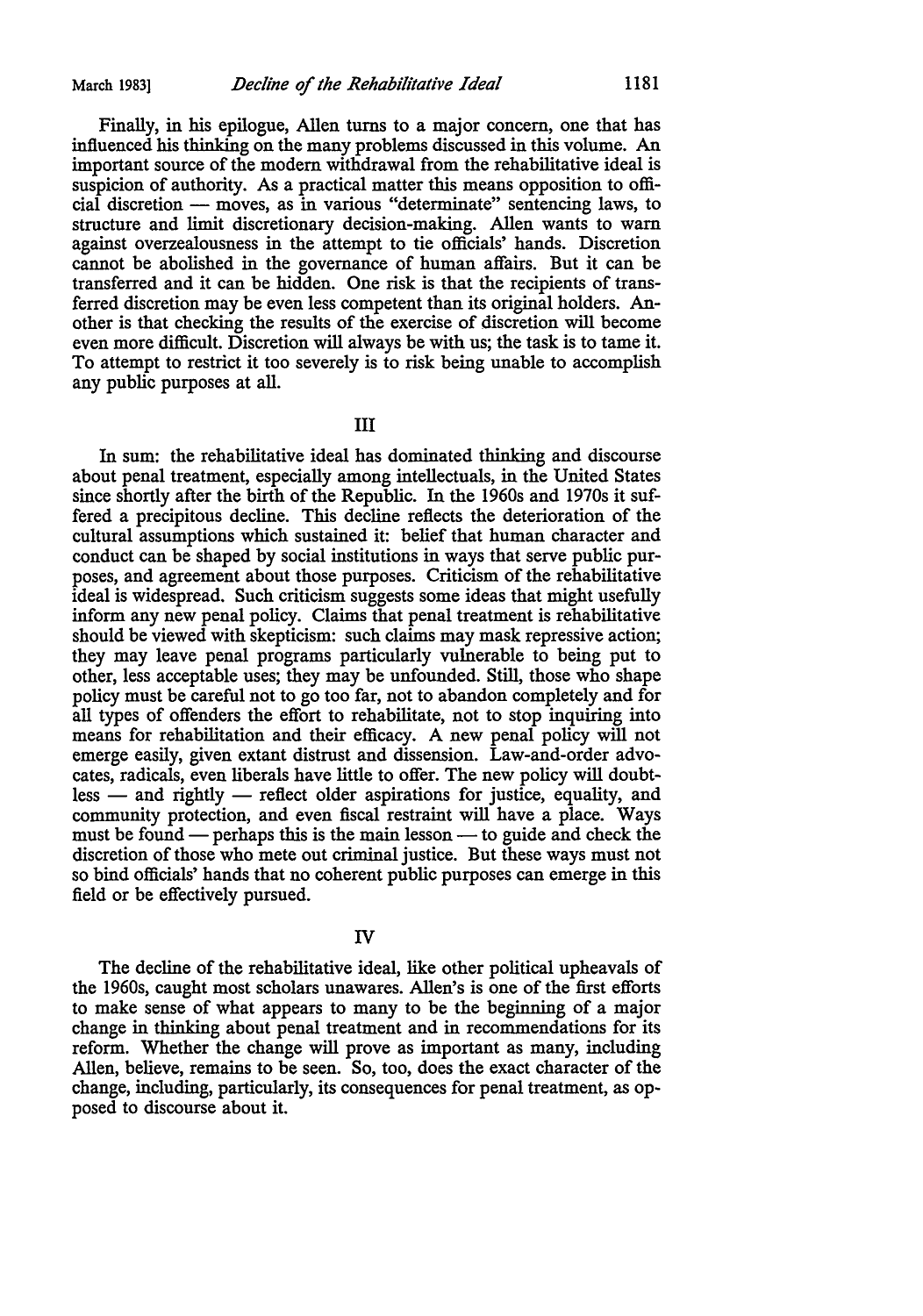Finally, in his epilogue, Allen turns to a major concern, one that has influenced his thinking on the many problems discussed in this volume. An important source of the modern withdrawal from the rehabilitative ideal is suspicion of authority. As a practical matter this means opposition to official discretion — moves, as in various "determinate" sentencing laws, to structure and limit discretionary decision-making. Allen wants to warn against overzealousness in the attempt to tie officials' hands. Discretion cannot be abolished in the governance of human affairs. But it can be transferred and it can be hidden. One risk is that the recipients of transferred discretion may be even less competent than its original holders. Another is that checking the results of the exercise of discretion will become even more difficult. Discretion will always be with us; the task is to tame it. To attempt to restrict it too severely is to risk being unable to accomplish any public purposes at all.

## III

In sum: the rehabilitative ideal has dominated thinking and discourse about penal treatment, especially among intellectuals, in the United States since shortly after the birth of the Republic. In the 1960s and 1970s it suffered a precipitous decline. This decline reflects the deterioration of the cultural assumptions which sustained it: belief that human character and conduct can be shaped by social institutions in ways that serve public purposes, and agreement about those purposes. Criticism of the rehabilitative ideal is widespread. Such criticism suggests some ideas that might usefully inform any new penal policy. Claims that penal treatment is rehabilitative should be viewed with skepticism: such claims may mask repressive action; they may leave penal programs particularly vulnerable to being put to other, less acceptable uses; they may be unfounded. Still, those who shape policy must be careful not to go too far, not to abandon completely and for all types of offenders the effort to rehabilitate, not to stop inquiring into means for rehabilitation and their efficacy. A new penal policy will not emerge easily, given extant distrust and dissension. Law-and-order advocates, radicals, even liberals have little to offer. The new policy will doubtless — and rightly — reflect older aspirations for justice, equality, and community protection, and even fiscal restraint will have a place. Ways must be found — perhaps this is the main lesson — to guide and check the discretion of those who mete out criminal justice. But these ways must not so bind officials' hands that no coherent public purposes can emerge in this field or be effectively pursued.

## IV

The decline of the rehabilitative ideal, like other political upheavals of the 1960s, caught most scholars unawares. Allen's is one of the first efforts to make sense of what appears to many to be the beginning of a major change in thinking about penal treatment and in recommendations for its reform. Whether the change will prove as important as many, including Allen, believe, remains to be seen. So, too, does the exact character of the change, including, particularly, its consequences for penal treatment, as opposed to discourse about it.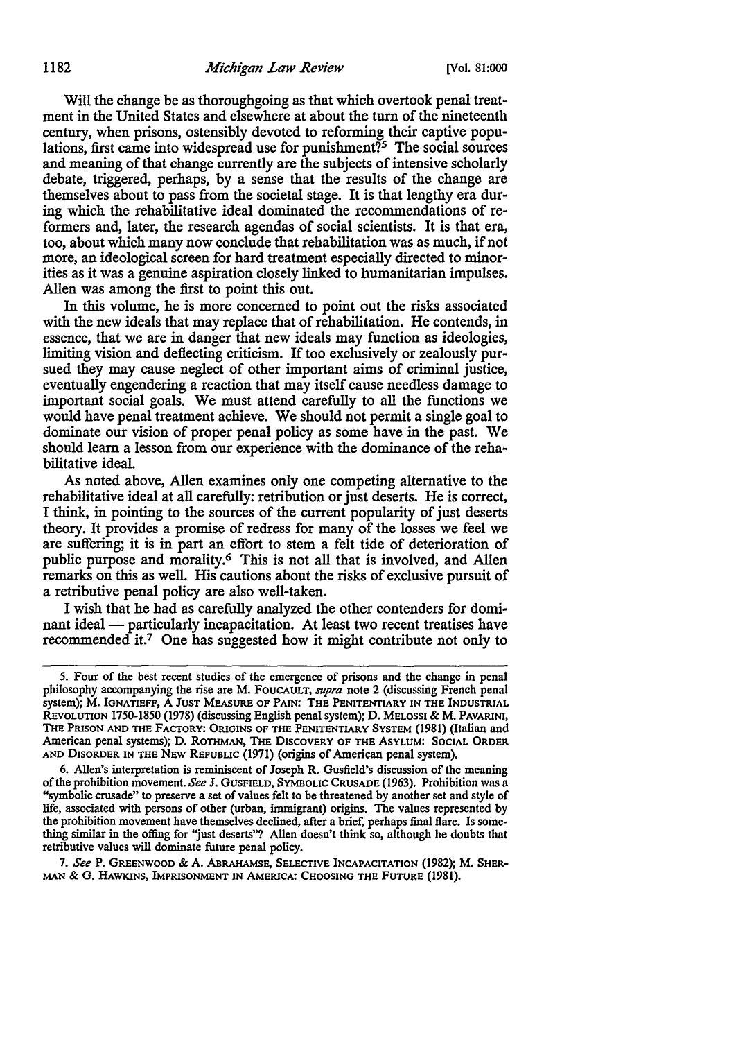Will the change be as thoroughgoing as that which overtook penal treatment in the United States and elsewhere at about the turn of the nineteenth century, when prisons, ostensibly devoted to reforming their captive populations, first came into widespread use for punishment?[5] The social sources and meaning of that change currently are the subjects of intensive scholarly debate, triggered, perhaps, by a sense that the results of the change are themselves about to pass from the societal stage. It is that lengthy era during which the rehabilitative ideal dominated the recommendations of reformers and, later, the research agendas of social scientists. It is that era, too, about which many now conclude that rehabilitation was as much, if not more, an ideological screen for hard treatment especially directed to minorities as it was a genuine aspiration closely linked to humanitarian impulses. Allen was among the first to point this out.

In this volume, he is more concerned to point out the risks associated with the new ideals that may replace that of rehabilitation. He contends, in essence, that we are in danger that new ideals may function as ideologies, limiting vision and deflecting criticism. If too exclusively or zealously pursued they may cause neglect of other important aims of criminal justice, eventually engendering a reaction that may itself cause needless damage to important social goals. We must attend carefully to all the functions we would have penal treatment achieve. We should not permit a single goal to dominate our vision of proper penal policy as some have in the past. We should learn a lesson from our experience with the dominance of the rehabilitative ideal.

As noted above, Allen examines only one competing alternative to the rehabilitative ideal at all carefully: retribution or just deserts. He is correct, I think, in pointing to the sources of the current popularity of just deserts theory. It provides a promise of redress for many of the losses we feel we are suffering; it is in part an effort to stem a felt tide of deterioration of public purpose and morality.[6] This is not all that is involved, and Allen remarks on this as well. His cautions about the risks of exclusive pursuit of a retributive penal policy are also well-taken.

I wish that he had as carefully analyzed the other contenders for dominant ideal — particularly incapacitation. At least two recent treatises have recommended it.[7] One has suggested how it might contribute not only to

---

5. Four of the best recent studies of the emergence of prisons and the change in penal philosophy accompanying the rise are M. FOUCAULT, *supra* note 2 (discussing French penal system); M. IGNATIEFF, A JUST MEASURE OF PAIN: THE PENITENTIARY IN THE INDUSTRIAL REVOLUTION 1750-1850 (1978) (discussing English penal system); D. MELOSSI & M. PAVARINI, THE PRISON AND THE FACTORY: ORIGINS OF THE PENITENTIARY SYSTEM (1981) (Italian and American penal systems); D. ROTHMAN, THE DISCOVERY OF THE ASYLUM: SOCIAL ORDER AND DISORDER IN THE NEW REPUBLIC (1971) (origins of American penal system).

6. Allen's interpretation is reminiscent of Joseph R. Gusfield's discussion of the meaning of the prohibition movement. *See* J. GUSFIELD, SYMBOLIC CRUSADE (1963). Prohibition was a "symbolic crusade" to preserve a set of values felt to be threatened by another set and style of life, associated with persons of other (urban, immigrant) origins. The values represented by the prohibition movement have themselves declined, after a brief, perhaps final flare. Is something similar in the offing for "just deserts"? Allen doesn't think so, although he doubts that retributive values will dominate future penal policy.

7. *See* P. GREENWOOD & A. ABRAHAMSE, SELECTIVE INCAPACITATION (1982); M. SHERMAN & G. HAWKINS, IMPRISONMENT IN AMERICA: CHOOSING THE FUTURE (1981).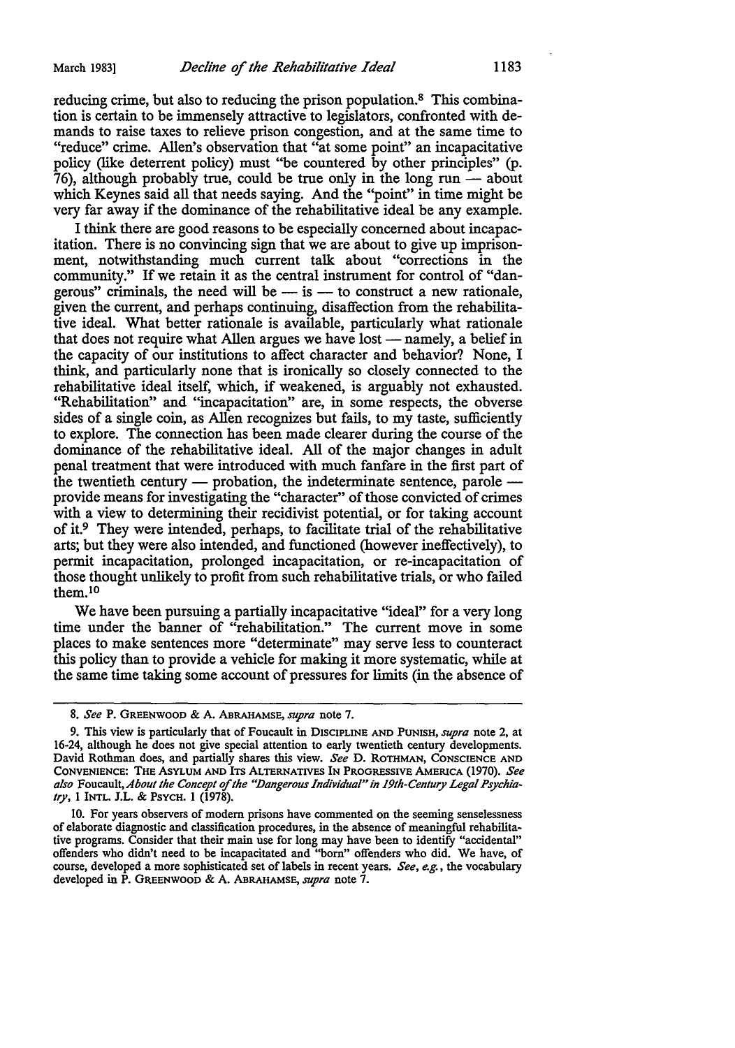reducing crime, but also to reducing the prison population.[8] This combination is certain to be immensely attractive to legislators, confronted with demands to raise taxes to relieve prison congestion, and at the same time to "reduce" crime. Allen's observation that "at some point" an incapacitative policy (like deterrent policy) must "be countered by other principles" (p. 76), although probably true, could be true only in the long run — about which Keynes said all that needs saying. And the "point" in time might be very far away if the dominance of the rehabilitative ideal be any example.

I think there are good reasons to be especially concerned about incapacitation. There is no convincing sign that we are about to give up imprisonment, notwithstanding much current talk about "corrections in the community." If we retain it as the central instrument for control of "dangerous" criminals, the need will be — is — to construct a new rationale, given the current, and perhaps continuing, disaffection from the rehabilitative ideal. What better rationale is available, particularly what rationale that does not require what Allen argues we have lost — namely, a belief in the capacity of our institutions to affect character and behavior? None, I think, and particularly none that is ironically so closely connected to the rehabilitative ideal itself, which, if weakened, is arguably not exhausted. "Rehabilitation" and "incapacitation" are, in some respects, the obverse sides of a single coin, as Allen recognizes but fails, to my taste, sufficiently to explore. The connection has been made clearer during the course of the dominance of the rehabilitative ideal. All of the major changes in adult penal treatment that were introduced with much fanfare in the first part of the twentieth century — probation, the indeterminate sentence, parole — provide means for investigating the "character" of those convicted of crimes with a view to determining their recidivist potential, or for taking account of it.[9] They were intended, perhaps, to facilitate trial of the rehabilitative arts; but they were also intended, and functioned (however ineffectively), to permit incapacitation, prolonged incapacitation, or re-incapacitation of those thought unlikely to profit from such rehabilitative trials, or who failed them.[10]

We have been pursuing a partially incapacitative "ideal" for a very long time under the banner of "rehabilitation." The current move in some places to make sentences more "determinate" may serve less to counteract this policy than to provide a vehicle for making it more systematic, while at the same time taking some account of pressures for limits (in the absence of

---

8. *See* P. Greenwood & A. Abrahamse, *supra* note 7.

9. This view is particularly that of Foucault in Discipline and Punish, *supra* note 2, at 16-24, although he does not give special attention to early twentieth century developments. David Rothman does, and partially shares this view. *See* D. Rothman, Conscience and Convenience: The Asylum and Its Alternatives In Progressive America (1970). *See also* Foucault, *About the Concept of the "Dangerous Individual" in 19th-Century Legal Psychiatry*, 1 Intl. J.L. & Psych. 1 (1978).

10. For years observers of modern prisons have commented on the seeming senselessness of elaborate diagnostic and classification procedures, in the absence of meaningful rehabilitative programs. Consider that their main use for long may have been to identify "accidental" offenders who didn't need to be incapacitated and "born" offenders who did. We have, of course, developed a more sophisticated set of labels in recent years. *See, e.g.*, the vocabulary developed in P. Greenwood & A. Abrahamse, *supra* note 7.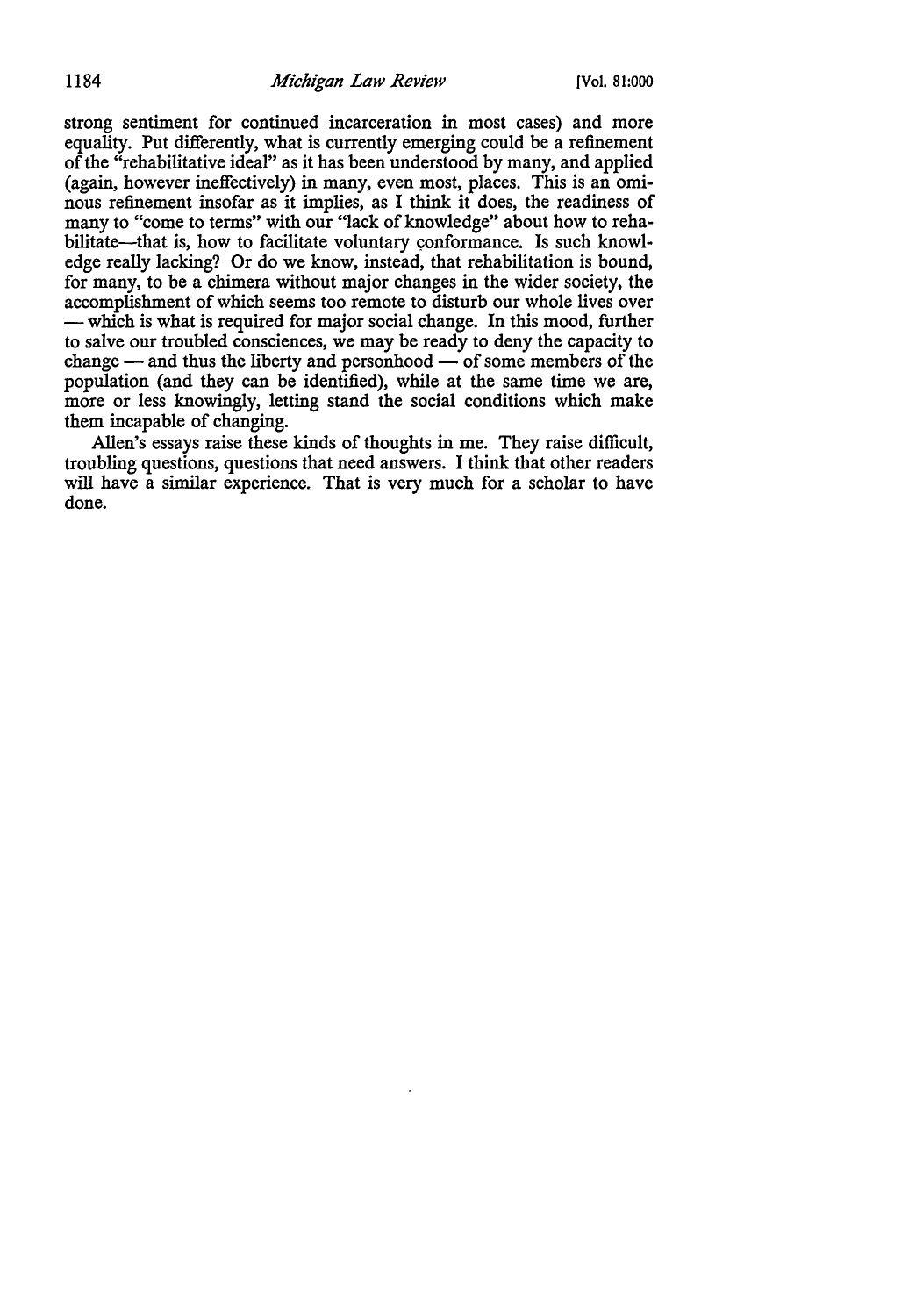strong sentiment for continued incarceration in most cases) and more equality. Put differently, what is currently emerging could be a refinement of the "rehabilitative ideal" as it has been understood by many, and applied (again, however ineffectively) in many, even most, places. This is an ominous refinement insofar as it implies, as I think it does, the readiness of many to "come to terms" with our "lack of knowledge" about how to rehabilitate—that is, how to facilitate voluntary conformance. Is such knowledge really lacking? Or do we know, instead, that rehabilitation is bound, for many, to be a chimera without major changes in the wider society, the accomplishment of which seems too remote to disturb our whole lives over — which is what is required for major social change. In this mood, further to salve our troubled consciences, we may be ready to deny the capacity to change — and thus the liberty and personhood — of some members of the population (and they can be identified), while at the same time we are, more or less knowingly, letting stand the social conditions which make them incapable of changing.

Allen's essays raise these kinds of thoughts in me. They raise difficult, troubling questions, questions that need answers. I think that other readers will have a similar experience. That is very much for a scholar to have done.